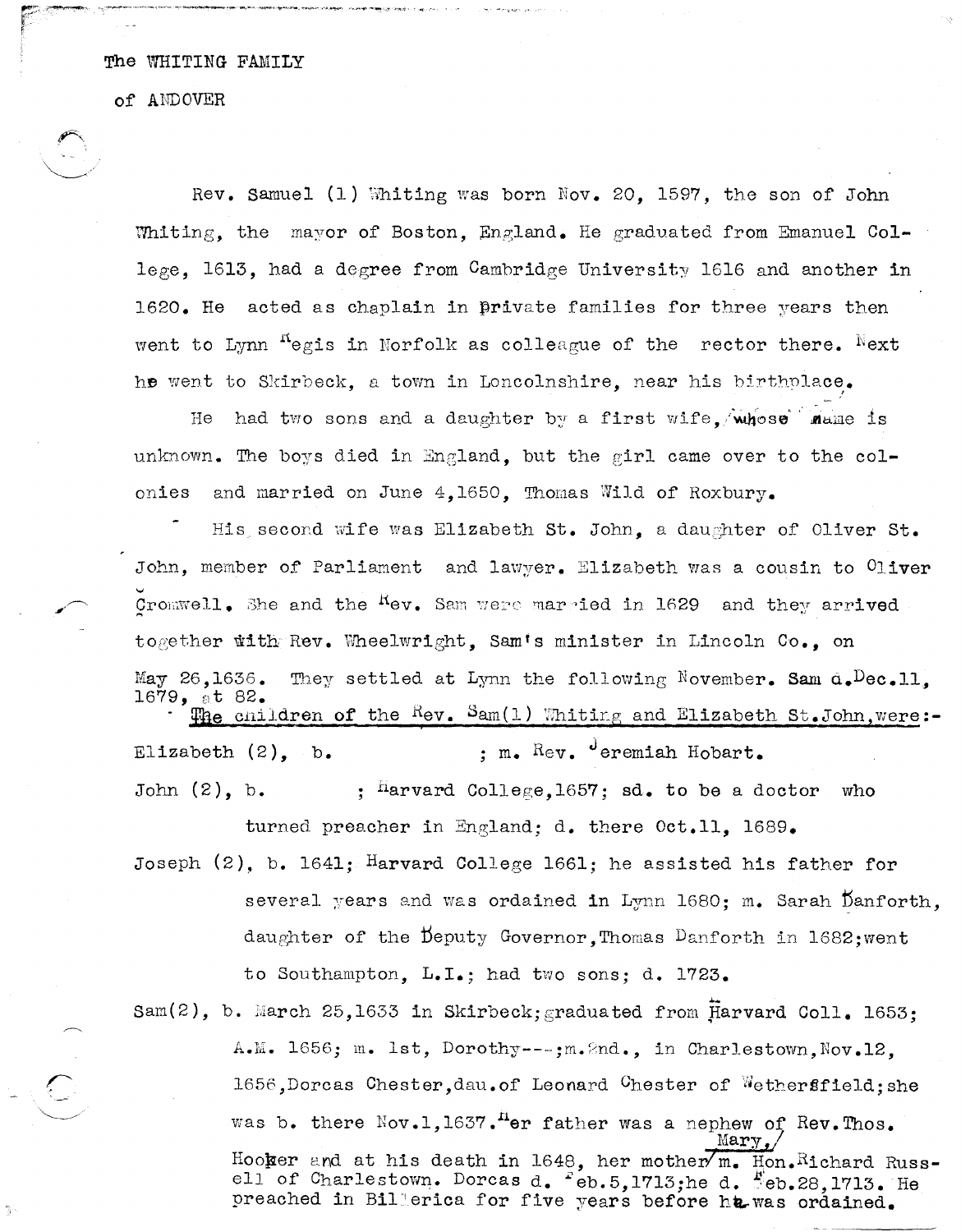The WHITING FAMILY

of ANDOVER

Rev. Samuel (1) Whiting was born Nov. 20, 1597, the son of John Whiting, the mayor of Boston, England. He graduated from Emanuel College, 1613, had a degree from Cambridge University 1616 and another in 1620. He acted as chaplain in private families for three years then went to Lynn Regis in Norfolk as colleague of the rector there. Next he went to Skirbeck, a town in Loncolnshire, near his birthplace.

He had two sons and a daughter by a first wife, whose name is unknown. The boys died in England, but the girl came over to the colonies and married on June 4,1650, Thomas Wild of Roxbury.

His second wife was Elizabeth St. John, a daughter of Oliver St. John, member of Parliament and lawyer. Elizabeth was a cousin to Oliver Cromwell. She and the Rev. Sam were married in 1629 and they arrived together with Rev. Wheelwright, Sam's minister in Lincoln Co., on May 26,1636. They settled at Lynn the following November. Sam d.Dec.11, 1679, at 82.

The children of the Rev. Sam(1) Whiting and Elizabeth St.John,were:-

Elizabeth (2), b. ; m. Rev. Jeremiah Hobart.

John (2), b. ; Harvard College,1657; sd. to be a doctor who turned preacher in England; d. there Oct.11, 1689.

Joseph (2), b. 1641; Harvard College 1661; he assisted his father for several years and was ordained in Lynn 1680; m. Sarah Danforth, daughter of the Deputy Governor,Thomas Danforth in 1682;went to Southampton, L.I.; had two sons; d. 1723.

Sam(2), b. March 25,1633 in Skirbeck;graduated from Harvard Coll. 1653; A.M. 1656; m. 1st, Dorothy---;m.2nd., in Charlestown,Nov.12, 1656,Dorcas Chester,dau.of Leonard Chester of Wethersfield;she was b. there Nov.1,1637.Her father was a nephew of Rev.Thos. Hooker and at his death in 1648, her mother Mary, m. Hon.Richard Russell of Charlestown. Dorcas d. Feb.5,1713;he d. Feb.28,1713. He preached in Billerica for five years before he was ordained.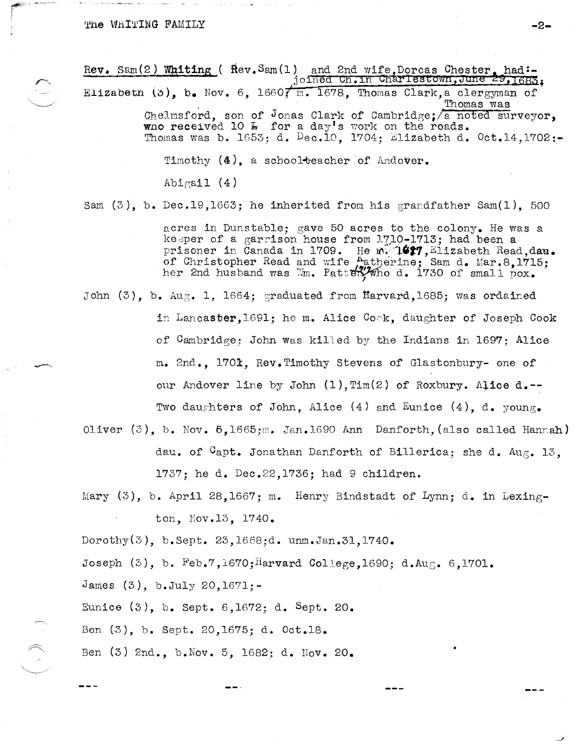**Rev. Sam(2) Whiting** ( Rev.Sam(1) and 2nd wife,Dorcas Chester, had:-
joined Ch.in Charlestown,June 29,1683;

Elizabeth (3), b. Nov. 6, 1660; m. 1678, Thomas Clark,a clergyman of Chelmsford, son of Jonas Clark of Cambridge; Thomas was a noted surveyor, who received 10 £ for a day's work on the roads. Thomas was b. 1653; d. Dec.10, 1704; Elizabeth d. Oct.14,1702:-

Timothy (4), a school-teacher of Andover.

Abigail (4)

Sam (3), b. Dec.19,1663; he inherited from his grandfather Sam(1), 500 acres in Dunstable; gave 50 acres to the colony. He was a keeper of a garrison house from 1710-1713; had been a prisoner in Canada in 1709. He m. 1687,Elizabeth Read,dau. of Christopher Read and wife Katherine; Sam d. Mar.8,1715; her 2nd husband was Wm. Patten 1717 who d. 1730 of small pox.

John (3), b. Aug. 1, 1664; graduated from Harvard,1685; was ordained in Lancaster,1691; he m. Alice Cook, daughter of Joseph Cook of Cambridge; John was killed by the Indians in 1697; Alice m. 2nd., 1701, Rev.Timothy Stevens of Glastonbury- one of our Andover line by John (1),Tim(2) of Roxbury. Alice d.-- Two daughters of John, Alice (4) and Eunice (4), d. young.

Oliver (3), b. Nov. 6,1665;m. Jan.1690 Ann Danforth,(also called Hannah) dau. of Capt. Jonathan Danforth of Billerica; she d. Aug. 13, 1737; he d. Dec.22,1736; had 9 children.

Mary (3), b. April 28,1667; m. Henry Bindstadt of Lynn; d. in Lexington, Nov.13, 1740.

Dorothy(3), b.Sept. 23,1668;d. unm.Jan.31,1740.

Joseph (3), b. Feb.7,1670;Harvard College,1690; d.Aug. 6,1701.

James (3), b.July 20,1671;-

Eunice (3), b. Sept. 6,1672; d. Sept. 20.

Ben (3), b. Sept. 20,1675; d. Oct.18.

Ben (3) 2nd., b.Nov. 5, 1682; d. Nov. 20.

--- --- --- ---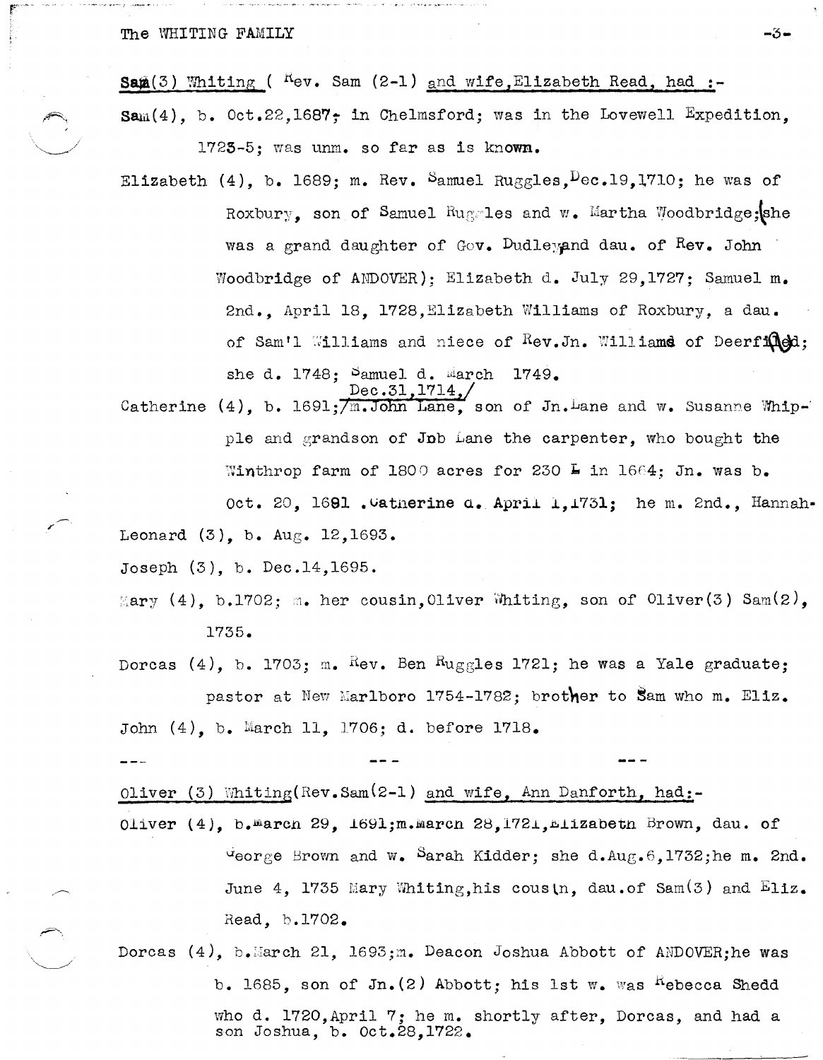Sam(3) Whiting ( Rev. Sam (2-1) and wife, Elizabeth Read, had :-

Sam(4), b. Oct.22,1687; in Chelmsford; was in the Lovewell Expedition, 1725-5; was unm. so far as is known.

Elizabeth (4), b. 1689; m. Rev. Samuel Ruggles, Dec.19,1710; he was of Roxbury, son of Samuel Ruggles and w. Martha Woodbridge;(she was a grand daughter of Gov. Dudley and dau. of Rev. John Woodbridge of ANDOVER); Elizabeth d. July 29,1727; Samuel m. 2nd., April 18, 1728, Elizabeth Williams of Roxbury, a dau. of Sam'l Williams and niece of Rev.Jn. Williams of Deerfield; she d. 1748; Samuel d. March 1749.

Catherine (4), b. 1691; m. Dec.31,1714, John Lane, son of Jn.Lane and w. Susanne Whipple and grandson of Job Lane the carpenter, who bought the Winthrop farm of 1800 acres for 230 L in 1664; Jn. was b. Oct. 20, 1691 . Catherine d. April 1,1731; he m. 2nd., Hannah-

Leonard (3), b. Aug. 12,1693.

Joseph (3), b. Dec.14,1695.

Mary (4), b.1702; m. her cousin, Oliver Whiting, son of Oliver(3) Sam(2), 1735.

Dorcas (4), b. 1703; m. Rev. Ben Ruggles 1721; he was a Yale graduate; pastor at New Marlboro 1754-1782; brother to Sam who m. Eliz.

John (4), b. March 11, 1706; d. before 1718.

--- --- ---

Oliver (3) Whiting(Rev.Sam(2-1) and wife, Ann Danforth, had:-

Oliver (4), b.March 29, 1691;m.March 28,1721,Elizabeth Brown, dau. of George Brown and w. Sarah Kidder; she d.Aug.6,1732;he m. 2nd. June 4, 1735 Mary Whiting,his cousin, dau.of Sam(3) and Eliz. Read, b.1702.

Dorcas (4), b.March 21, 1693;m. Deacon Joshua Abbott of ANDOVER;he was b. 1685, son of Jn.(2) Abbott; his 1st w. was Rebecca Shedd who d. 1720,April 7; he m. shortly after, Dorcas, and had a son Joshua, b. Oct.28,1722.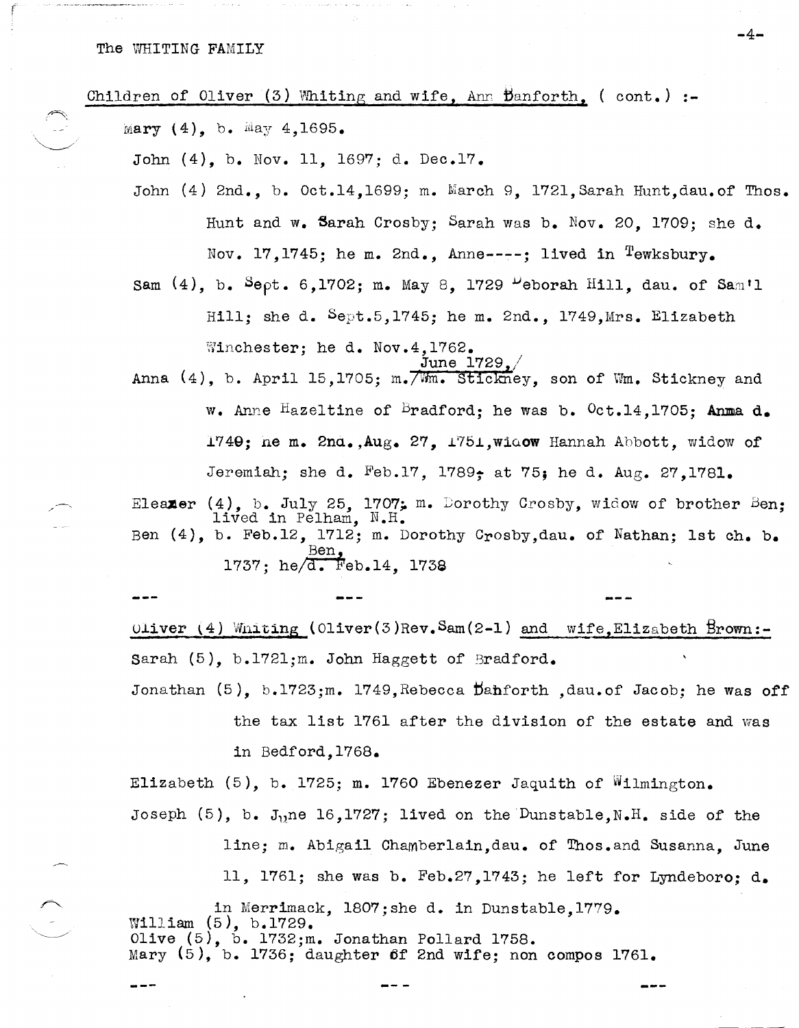Children of Oliver (3) Whiting and wife, Ann Danforth, ( cont.) :-

Mary (4), b. May 4,1695.

John (4), b. Nov. 11, 1697; d. Dec.17.

John (4) 2nd., b. Oct.14,1699; m. March 9, 1721,Sarah Hunt,dau.of Thos. Hunt and w. Sarah Crosby; Sarah was b. Nov. 20, 1709; she d. Nov. 17,1745; he m. 2nd., Anne----; lived in Tewksbury.

Sam (4), b. Sept. 6,1702; m. May 8, 1729 Deborah Hill, dau. of Sam'l Hill; she d. Sept.5,1745; he m. 2nd., 1749,Mrs. Elizabeth Winchester; he d. Nov.4,1762.

Anna (4), b. April 15,1705; m. June 1729, Wm. Stickney, son of Wm. Stickney and w. Anne Hazeltine of Bradford; he was b. Oct.14,1705; Anna d. 1740; he m. 2nd.,Aug. 27, 1751,widow Hannah Abbott, widow of Jeremiah; she d. Feb.17, 1789; at 75; he d. Aug. 27,1781.

Eleazer (4), b. July 25, 1707; m. Dorothy Crosby, widow of brother Ben; lived in Pelham, N.H.

Ben (4), b. Feb.12, 1712; m. Dorothy Crosby,dau. of Nathan; 1st ch. b. Ben, 1737; he d. Feb.14, 1738

--- --- ---

Oliver (4) Whiting (Oliver(3)Rev.Sam(2-1) and wife,Elizabeth Brown:-

Sarah (5), b.1721;m. John Haggett of Bradford.

Jonathan (5), b.1723;m. 1749,Rebecca Danforth ,dau.of Jacob; he was off the tax list 1761 after the division of the estate and was in Bedford,1768.

Elizabeth (5), b. 1725; m. 1760 Ebenezer Jaquith of Wilmington.

Joseph (5), b. June 16,1727; lived on the Dunstable,N.H. side of the line; m. Abigail Chamberlain,dau. of Thos.and Susanna, June 11, 1761; she was b. Feb.27,1743; he left for Lyndeboro; d. in Merrimack, 1807;she d. in Dunstable,1779.

William (5), b.1729.

Olive (5), b. 1732;m. Jonathan Pollard 1758.

Mary (5), b. 1736; daughter of 2nd wife; non compos 1761.

--- --- ---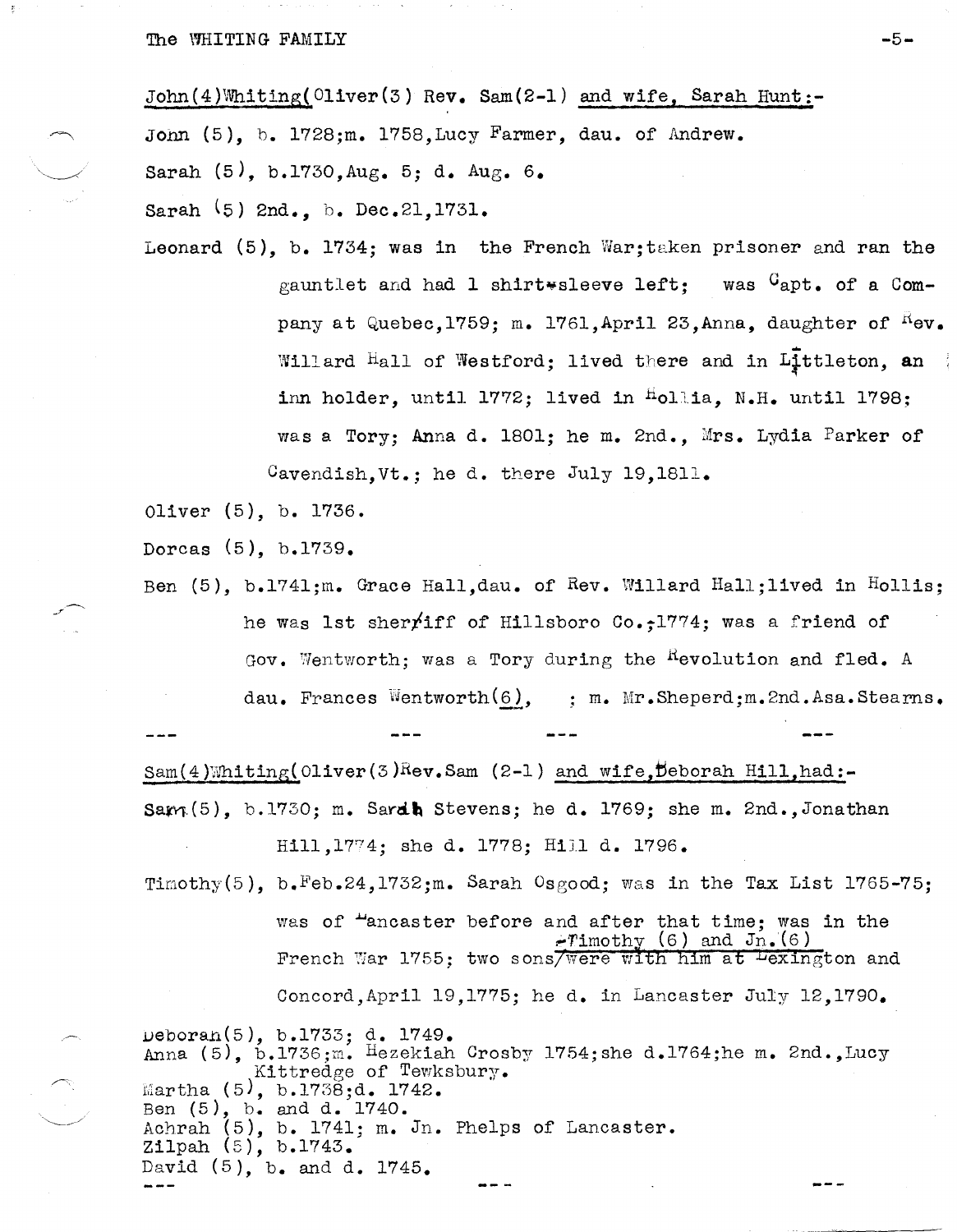John(4)Whiting(Oliver(3) Rev. Sam(2-1) and wife, Sarah Hunt:-

John (5), b. 1728;m. 1758,Lucy Farmer, dau. of Andrew.

Sarah (5), b.1730,Aug. 5; d. Aug. 6.

Sarah (5) 2nd., b. Dec.21,1731.

Leonard (5), b. 1734; was in the French War;taken prisoner and ran the gauntlet and had 1 shirt-sleeve left; was Capt. of a Company at Quebec,1759; m. 1761,April 23,Anna, daughter of Rev. Willard Hall of Westford; lived there and in Littleton, an inn holder, until 1772; lived in Hollia, N.H. until 1798; was a Tory; Anna d. 1801; he m. 2nd., Mrs. Lydia Parker of Cavendish,Vt.; he d. there July 19,1811.

Oliver (5), b. 1736.

Dorcas (5), b.1739.

Ben (5), b.1741;m. Grace Hall,dau. of Rev. Willard Hall;lived in Hollis; he was 1st sherriff of Hillsboro Co.,1774; was a friend of Gov. Wentworth; was a Tory during the Revolution and fled. A dau. Frances Wentworth(6), ; m. Mr.Sheperd;m.2nd.Asa.Stearns.

--- --- --- ---

Sam(4)Whiting(Oliver(3)Rev.Sam (2-1) and wife,Deborah Hill,had:-

Sam(5), b.1730; m. Sarah Stevens; he d. 1769; she m. 2nd.,Jonathan Hill,1774; she d. 1778; Hill d. 1796.

Timothy(5), b.Feb.24,1732;m. Sarah Osgood; was in the Tax List 1765-75; was of Lancaster before and after that time; was in the French War 1755; two sons/Timothy (6) and Jn.(6) were with him at Lexington and Concord,April 19,1775; he d. in Lancaster July 12,1790.

Deborah(5), b.1733; d. 1749.
Anna (5), b.1736;m. Hezekiah Crosby 1754;she d.1764;he m. 2nd.,Lucy Kittredge of Tewksbury.
Martha (5), b.1738;d. 1742.
Ben (5), b. and d. 1740.
Achrah (5), b. 1741; m. Jn. Phelps of Lancaster.
Zilpah (5), b.1743.
David (5), b. and d. 1745.

--- --- ---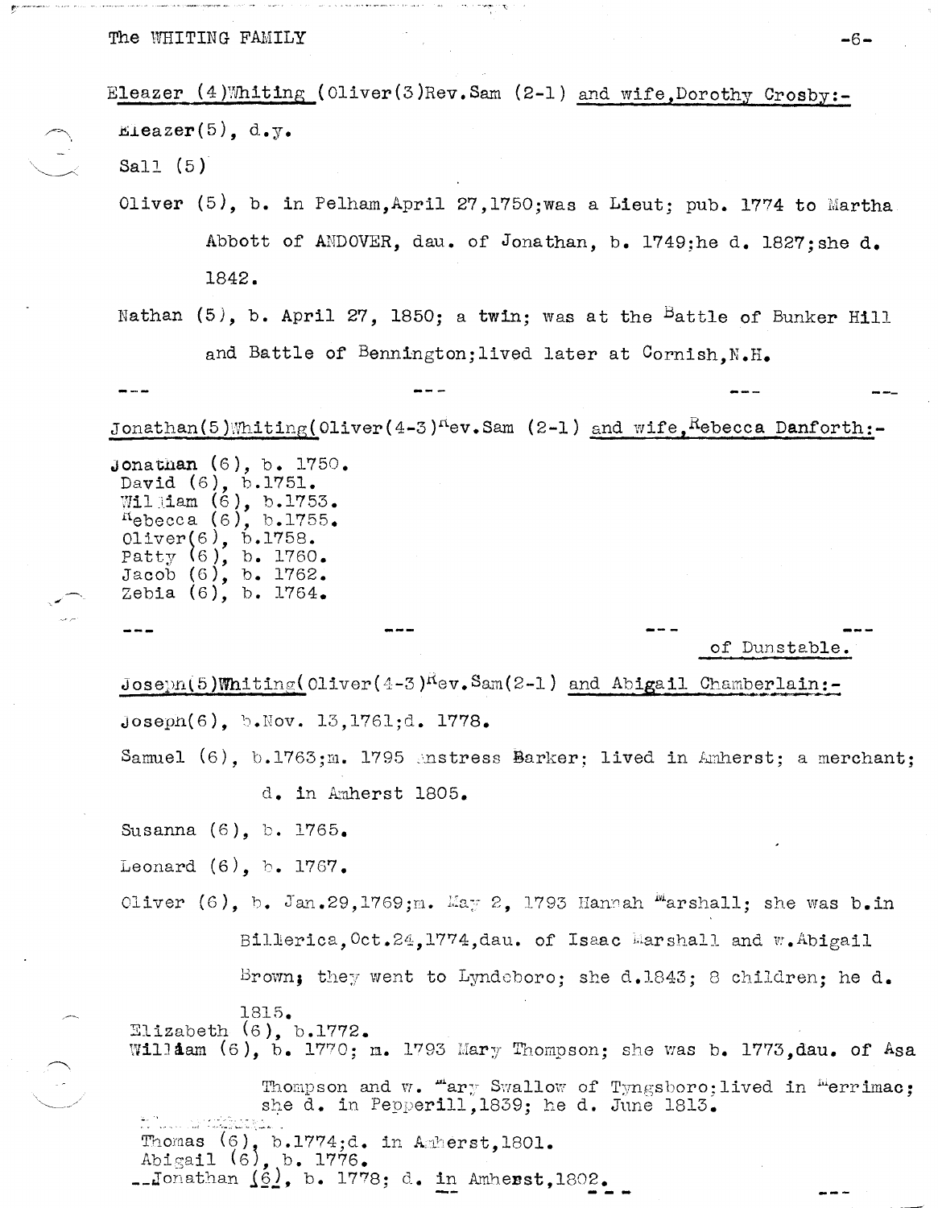Eleazer (4)Whiting (Oliver(3)Rev.Sam (2-1) and wife,Dorothy Crosby:-

Eleazer(5), d.y.

Sall (5)

Oliver (5), b. in Pelham,April 27,1750;was a Lieut; pub. 1774 to Martha Abbott of ANDOVER, dau. of Jonathan, b. 1749;he d. 1827;she d. 1842.

Nathan (5), b. April 27, 1850; a twin; was at the Battle of Bunker Hill and Battle of Bennington;lived later at Cornish,N.H.

--- --- --- ---

Jonathan(5)Whiting(Oliver(4-3)Rev.Sam (2-1) and wife,Rebecca Danforth:-

Jonathan (6), b. 1750.
David (6), b.1751.
William (6), b.1753.
Rebecca (6), b.1755.
Oliver(6), b.1758.
Patty (6), b. 1760.
Jacob (6), b. 1762.
Zebia (6), b. 1764.

--- --- --- ---

of Dunstable.

Joseph(5)Whiting(Oliver(4-3)Rev.Sam(2-1) and Abigail Chamberlain:-

Joseph(6), b.Nov. 13,1761;d. 1778.

Samuel (6), b.1763;m. 1795 Anstress Barker; lived in Amherst; a merchant; d. in Amherst 1805.

Susanna (6), b. 1765.

Leonard (6), b. 1767.

Oliver (6), b. Jan.29,1769;m. May 2, 1793 Hannah Marshall; she was b.in Billerica,Oct.24,1774,dau. of Isaac Marshall and w.Abigail Brown; they went to Lyndeboro; she d.1843; 8 children; he d. 1815.

Elizabeth (6), b.1772.

William (6), b. 1770; m. 1793 Mary Thompson; she was b. 1773,dau. of Asa Thompson and w. Mary Swallow of Tyngsboro;lived in Merrimac; she d. in Pepperill,1839; he d. June 1813.

Thomas (6), b.1774;d. in Amherst,1801.

Abigail (6), b. 1776.

Jonathan (6), b. 1778; d. in Amherst,1802.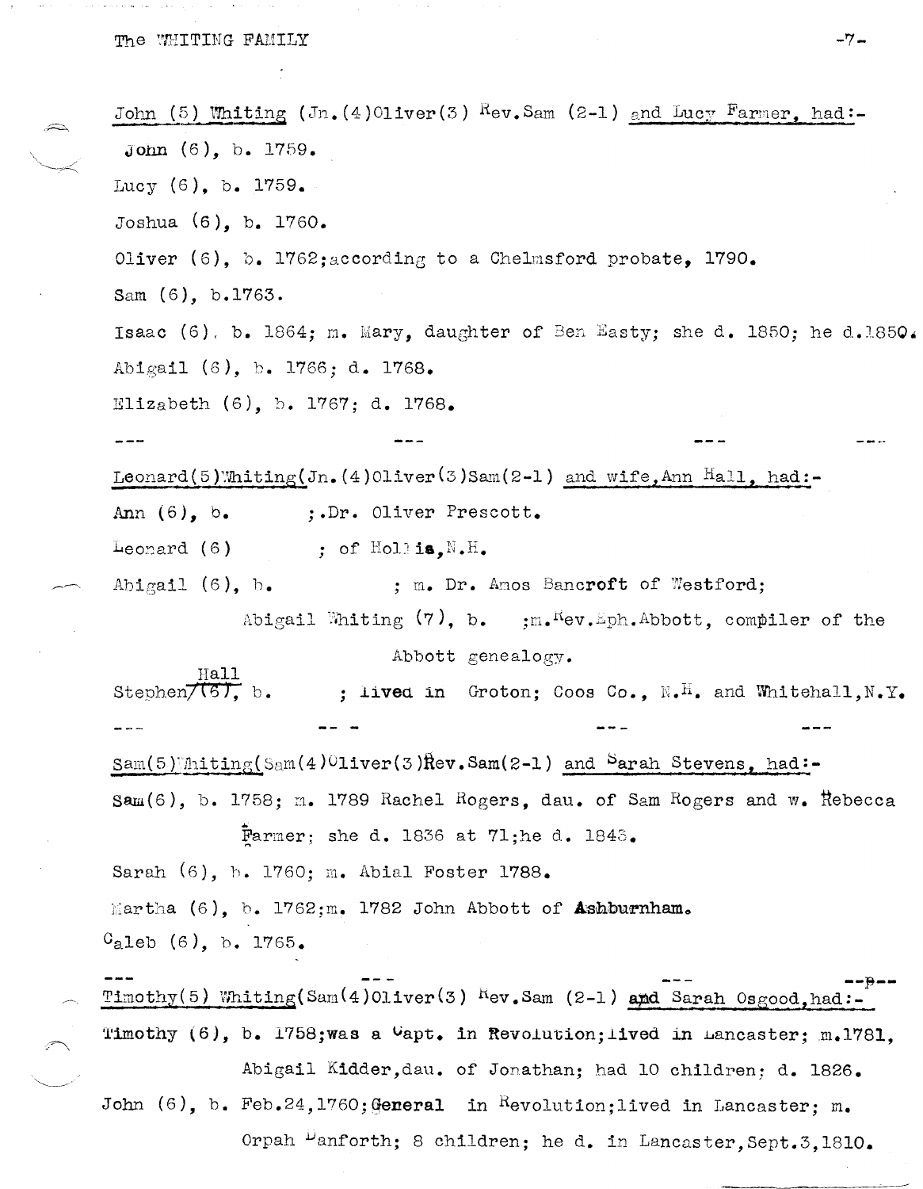John (5) Whiting (Jn.(4)Oliver(3) Rev.Sam (2-1) and Lucy Farmer, had:-

John (6), b. 1759.

Lucy (6), b. 1759.

Joshua (6), b. 1760.

Oliver (6), b. 1762;according to a Chelmsford probate, 1790.

Sam (6), b.1763.

Isaac (6), b. 1864; m. Mary, daughter of Ben Easty; she d. 1850; he d.1850.

Abigail (6), b. 1766; d. 1768.

Elizabeth (6), b. 1767; d. 1768.

--- --- --- ---

Leonard(5)Whiting(Jn.(4)Oliver(3)Sam(2-1) and wife,Ann Hall, had:-

Ann (6), b. ;.Dr. Oliver Prescott.

Leonard (6) ; of Hollis,N.H.

Abigail (6), b. ; m. Dr. Amos Bancroft of Westford;

Abigail Whiting (7), b. ;m.Rev.Eph.Abbott, compiler of the Abbott genealogy.

Stephen Hall (6), b. ; lived in Groton; Coos Co., N.H. and Whitehall,N.Y.

--- -- - --- ---

Sam(5)Whiting(Sam(4)Oliver(3)Rev.Sam(2-1) and Sarah Stevens, had:-

Sam(6), b. 1758; m. 1789 Rachel Rogers, dau. of Sam Rogers and w. Rebecca Farmer; she d. 1836 at 71;he d. 1843.

Sarah (6), b. 1760; m. Abial Foster 1788.

Martha (6), b. 1762;m. 1782 John Abbott of **Ashburnham**.

Caleb (6), b. 1765.

--- --- --- --p--

Timothy(5) Whiting(Sam(4)Oliver(3) Rev.Sam (2-1) and Sarah Osgood,had:-

Timothy (6), b. 1758;was a Capt. in Revolution;lived in Lancaster; m.1781, Abigail Kidder,dau. of Jonathan; had 10 children; d. 1826.

John (6), b. Feb.24,1760;**General** in Revolution;lived in Lancaster; m. Orpah Danforth; 8 children; he d. in Lancaster,Sept.3,1810.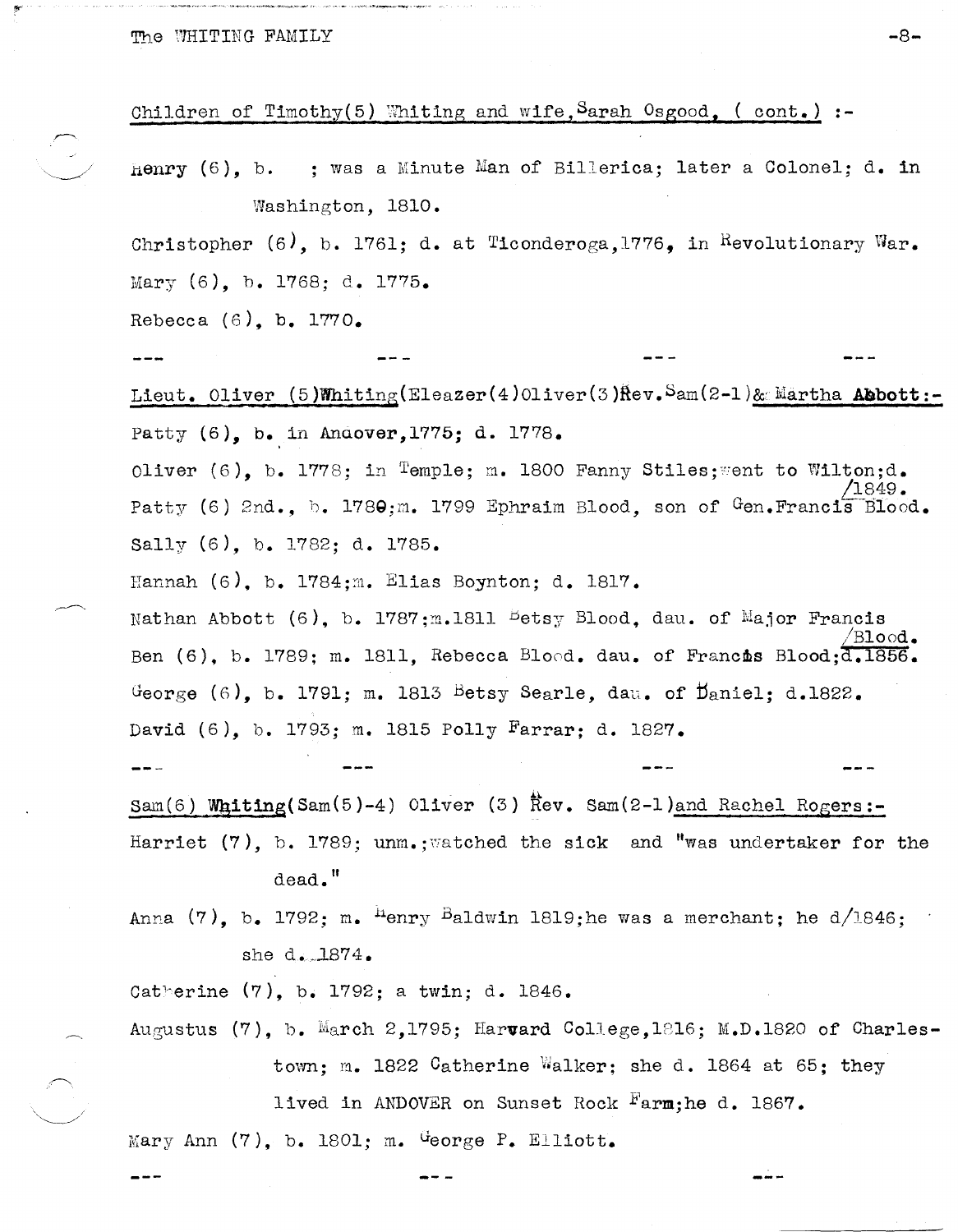Children of Timothy(5) Whiting and wife, Sarah Osgood, ( cont.) :-

Henry (6), b.  ; was a Minute Man of Billerica; later a Colonel; d. in Washington, 1810.

Christopher (6), b. 1761; d. at Ticonderoga,1776, in Revolutionary War.

Mary (6), b. 1768; d. 1775.

Rebecca (6), b. 1770.

--- --- --- ---

Lieut. Oliver (5)**Whiting**(Eleazer(4)Oliver(3)Rev.Sam(2-1)& Martha **Abbott**:-

Patty (6), b. in Andover,1775; d. 1778.

Oliver (6), b. 1778; in Temple; m. 1800 Fanny Stiles;went to Wilton;d. 1849.

Patty (6) 2nd., b. 1780;m. 1799 Ephraim Blood, son of Gen.Francis Blood.

Sally (6), b. 1782; d. 1785.

Hannah (6), b. 1784;m. Elias Boynton; d. 1817.

Nathan Abbott (6), b. 1787;m.1811 Betsy Blood, dau. of Major Francis Blood.

Ben (6), b. 1789; m. 1811, Rebecca Blood. dau. of Francis Blood;d.1856.

George (6), b. 1791; m. 1813 Betsy Searle, dau. of Daniel; d.1822.

David (6), b. 1793; m. 1815 Polly Farrar; d. 1827.

--- --- --- ---

Sam(6) **Whiting**(Sam(5)-4) Oliver (3) Rev. Sam(2-1)and Rachel Rogers:-

Harriet (7), b. 1789; unm.;watched the sick and "was undertaker for the dead."

Anna (7), b. 1792; m. Henry Baldwin 1819;he was a merchant; he d/1846; she d. 1874.

Catherine (7), b. 1792; a twin; d. 1846.

Augustus (7), b. March 2,1795; Harvard College,1816; M.D.1820 of Charlestown; m. 1822 Catherine Walker; she d. 1864 at 65; they lived in ANDOVER on Sunset Rock Farm;he d. 1867.

Mary Ann (7), b. 1801; m. George P. Elliott.

--- --- ---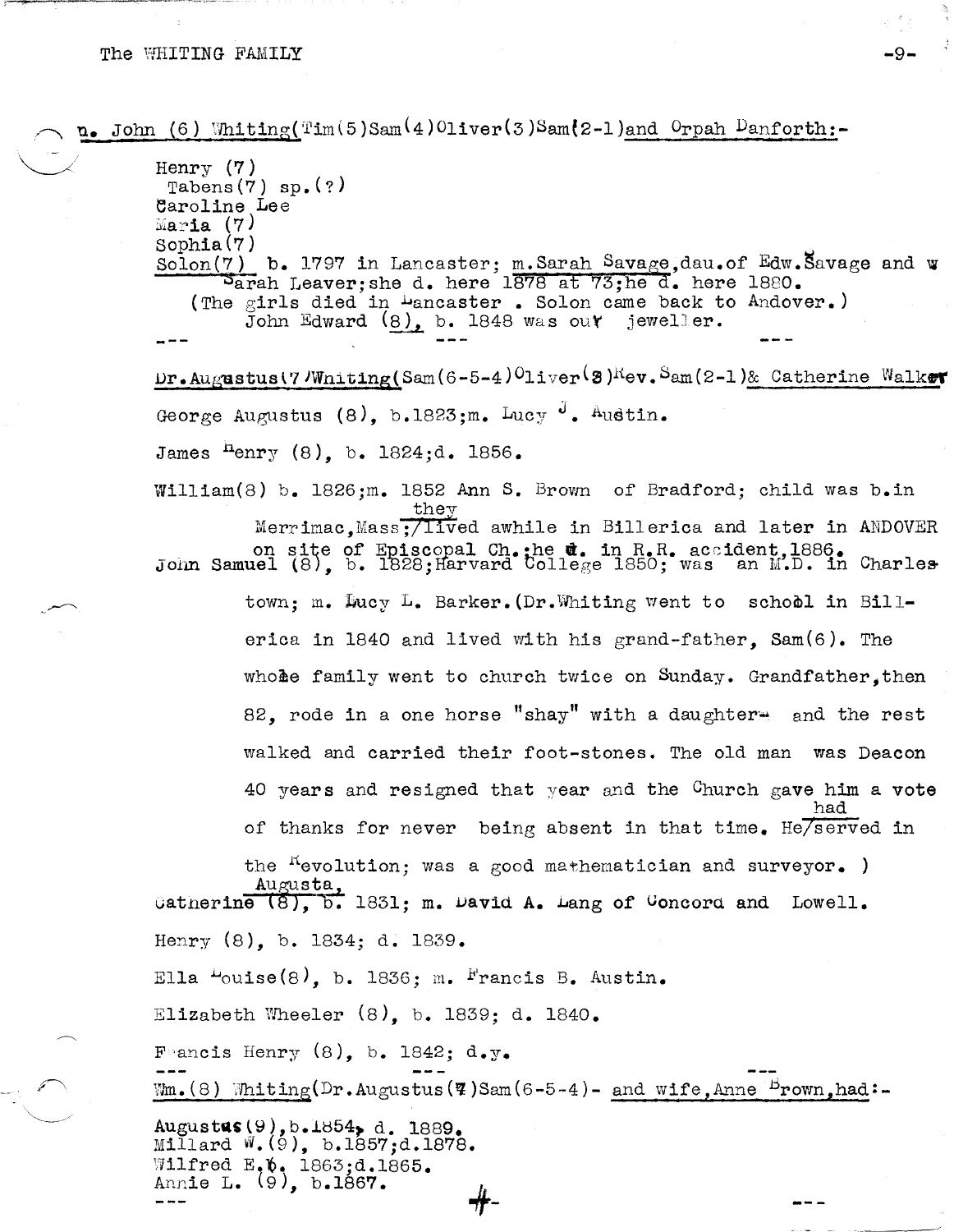n. John (6) Whiting(Tim(5)Sam(4)Oliver(3)Sam(2-1)and Orpah Danforth:-

Henry (7)
Tabens(7) sp.(?)
Caroline Lee
Maria (7)
Sophia(7)
Solon(7) b. 1797 in Lancaster; m.Sarah Savage,dau.of Edw.Savage and w Sarah Leaver;she d. here 1878 at 73;he d. here 1880.
(The girls died in Lancaster . Solon came back to Andover.)
John Edward (8), b. 1848 was our jeweller.

--- --- ---

Dr.Augustus(7)Whiting(Sam(6-5-4)Oliver(3)Rev.Sam(2-1)& Catherine Walker

George Augustus (8), b.1823;m. Lucy J. Austin.

James Henry (8), b. 1824;d. 1856.

William(8) b. 1826;m. 1852 Ann S. Brown of Bradford; child was b.in Merrimac,Mass;they lived awhile in Billerica and later in ANDOVER on site of Episcopal Ch.;he d. in R.R. accident,1886.

John Samuel (8), b. 1828;Harvard College 1850; was an M.D. in Charlestown; m. Lucy L. Barker.(Dr.Whiting went to school in Billerica in 1840 and lived with his grand-father, Sam(6). The whole family went to church twice on Sunday. Grandfather,then 82, rode in a one horse "shay" with a daughter- and the rest walked and carried their foot-stones. The old man was Deacon 40 years and resigned that year and the Church gave him a vote of thanks for never being absent in that time. He had served in the Revolution; was a good mathematician and surveyor. )

Catherine Augusta (8), b. 1831; m. David A. Lang of Concord and Lowell.

Henry (8), b. 1834; d. 1839.

Ella Louise(8), b. 1836; m. Francis B. Austin.

Elizabeth Wheeler (8), b. 1839; d. 1840.

Francis Henry (8), b. 1842; d.y.

--- --- ---

Wm.(8) Whiting(Dr.Augustus(7)Sam(6-5-4)- and wife,Anne Brown,had:-

Augustus(9),b.1854, d. 1889.
Millard W.(9), b.1857;d.1878.
Wilfred E.b. 1863;d.1865.
Annie L. (9), b.1867.

--- ---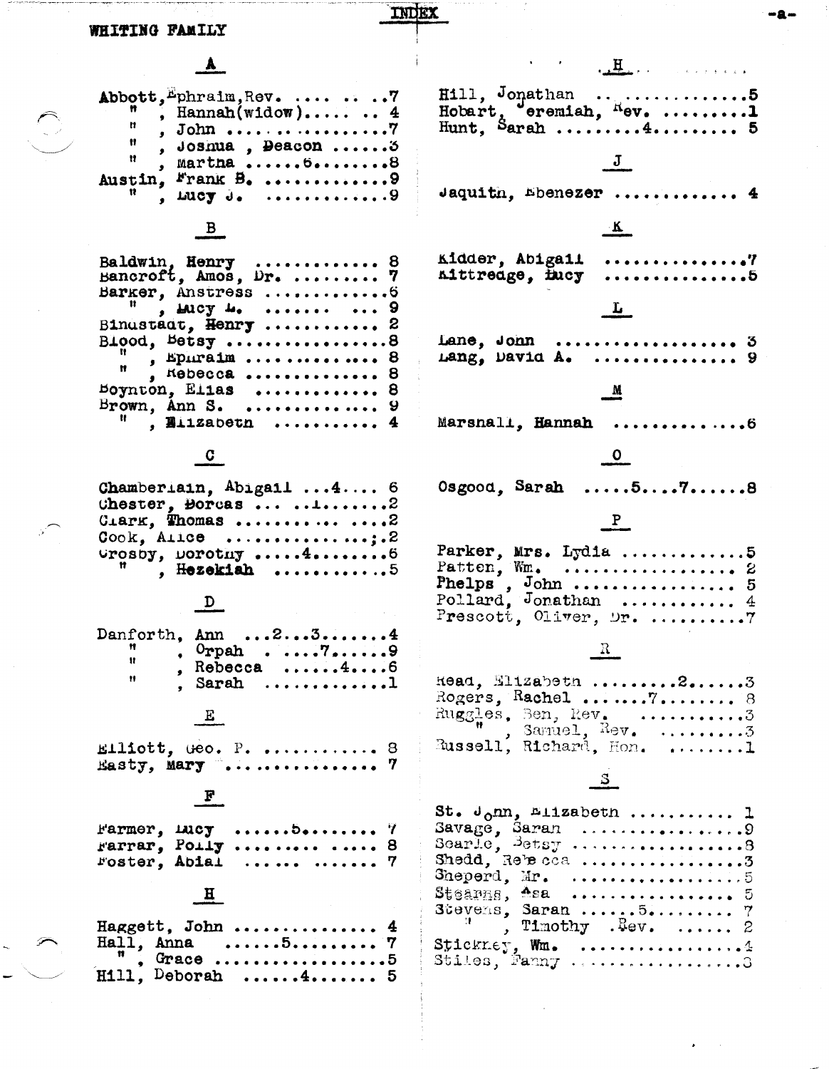# INDEX

## WHITING FAMILY

### A

Abbott, Ephraim, Rev. . . . . . . . . .7
", Hannah(widow). . . . . . . 4
", John . . . . . . . . . . . . . . .7
", Joshua , Deacon . . . . . .3
", Martha . . . . . .6. . . . . . .8
Austin, Frank B. . . . . . . . . . . . .9
", Lucy J. . . . . . . . . . . . . .9

### B

Baldwin, Henry . . . . . . . . . . . . 8
Bancroft, Amos, Dr. . . . . . . . . . 7
Barker, Anstress . . . . . . . . . . . .6
", Lucy L. . . . . . . . . . . 9
Binstadt, Henry . . . . . . . . . . . 2
Blood, Betsy . . . . . . . . . . . . . . .8
", Ephraim . . . . . . . . . . . . . 8
", Rebecca . . . . . . . . . . . . . 8
Boynton, Elias . . . . . . . . . . . . 8
Brown, Ann S. . . . . . . . . . . . . . 9
", Elizabeth . . . . . . . . . . . 4

### C

Chamberlain, Abigail . . .4. . . . 6
Chester, Dorcas . . . . . .1. . . . . .2
Clark, Thomas . . . . . . . . . . . . . .2
Cook, Alice . . . . . . . . . . . . . ;.2
Crosby, Dorothy . . . . .4. . . . . . .6
", Hezekiah . . . . . . . . . . .5

### D

Danforth, Ann . . .2. . .3. . . . . . .4
", Orpah . . . . . .7. . . . . .9
", Rebecca . . . . . .4. . . .6
", Sarah . . . . . . . . . . . . .1

### E

Elliott, Geo. P. . . . . . . . . . . . 8
Easty, Mary . . . . . . . . . . . . . . . 7

### F

Farmer, Lucy . . . . . .5. . . . . . . 7
Farrar, Polly . . . . . . . . . . . . . 8
Foster, Abial . . . . . . . . . . . . . 7

### H

Haggett, John . . . . . . . . . . . . . . 4
Hall, Anna . . . . . .5. . . . . . . . . 7
", Grace . . . . . . . . . . . . . . . . .5
Hill, Deborah . . . . . .4. . . . . . . 5
Hill, Jonathan . . . . . . . . . . . . . . .5
Hobart, Jeremiah, Rev. . . . . . . . . .1
Hunt, Sarah . . . . . . . . .4. . . . . . . . 5

### J

Jaquith, Ebenezer . . . . . . . . . . . . 4

### K

Kidder, Abigail . . . . . . . . . . . . . . .7
Kittredge, Lucy . . . . . . . . . . . . . .5

### L

Lane, John . . . . . . . . . . . . . . . . . . 3
Lang, David A. . . . . . . . . . . . . . . 9

### M

Marshall, Hannah . . . . . . . . . . . . .6

### O

Osgood, Sarah . . . . .5. . . .7. . . . . .8

### P

Parker, Mrs. Lydia . . . . . . . . . . . .5
Patten, Wm. . . . . . . . . . . . . . . . . 2
Phelps , John . . . . . . . . . . . . . . . 5
Pollard, Jonathan . . . . . . . . . . . 4
Prescott, Oliver, Dr. . . . . . . . . . .7

### R

Read, Elizabeth . . . . . . . . .2. . . . . .3
Rogers, Rachel . . . . . . .7. . . . . . . 8
Ruggles, Ben, Rev. . . . . . . . . . . .3
", Samuel, Rev. . . . . . . . . .3
Russell, Richard, Hon. . . . . . . . .1

### S

St. John, Elizabeth . . . . . . . . . . 1
Savage, Sarah . . . . . . . . . . . . . . . .9
Searle, Betsy . . . . . . . . . . . . . . . .8
Shedd, Rebecca . . . . . . . . . . . . . . .3
Sheperd, Mr. . . . . . . . . . . . . . . . .5
Stearns, Asa . . . . . . . . . . . . . . . 5
Stevens, Sarah . . . . . .5. . . . . . . . 7
", Timothy .Rev. . . . . . . 2
Stickney, Wm. . . . . . . . . . . . . . . . .4
Stiles, Fanny . . . . . . . . . . . . . . . .3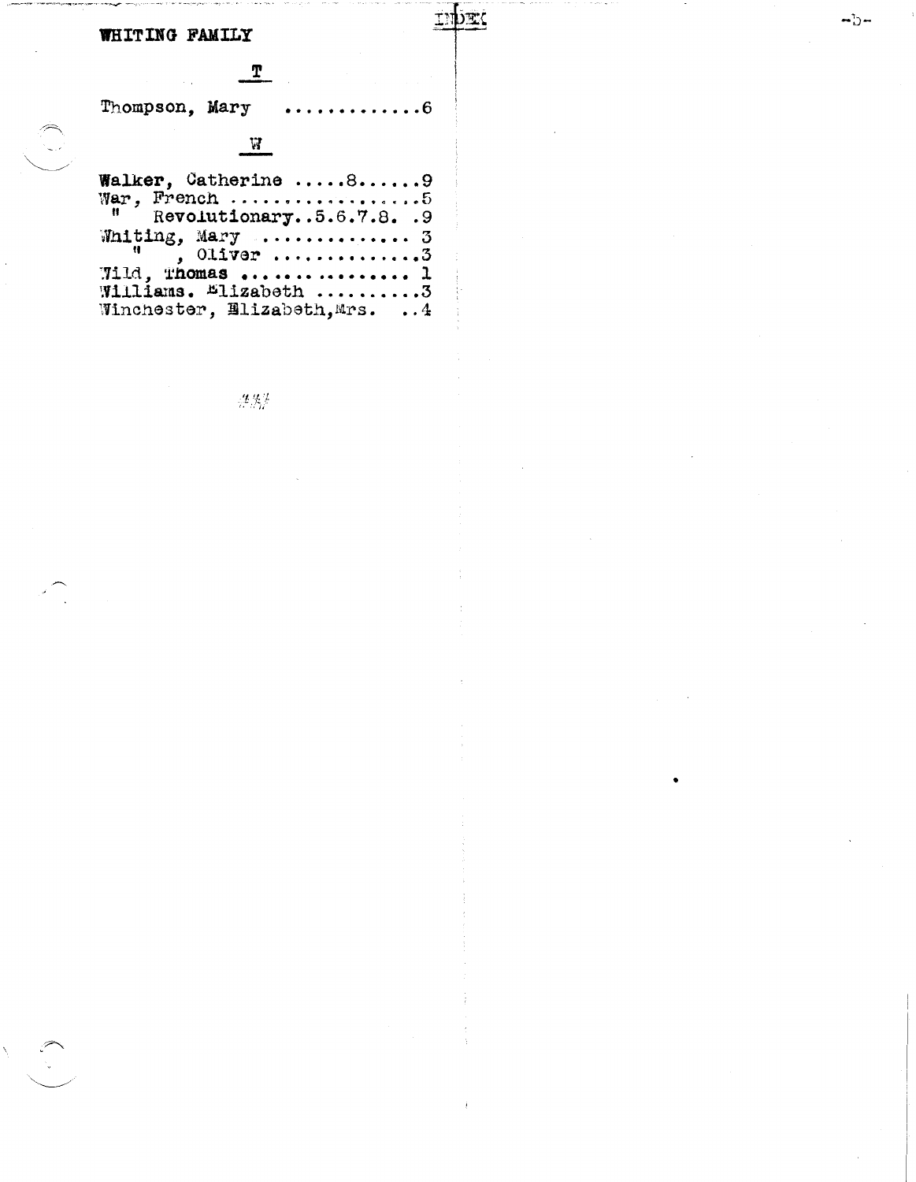# WHITING FAMILY

INDEX

## T

Thompson, Mary ............6

## W

Walker, Catherine .....8......9
War, French .................5
" Revolutionary..5.6.7.8. .9
Whiting, Mary ............. 3
" , Oliver .............3
Wild, Thomas ............... 1
Williams. Elizabeth .........3
Winchester, Elizabeth,Mrs. ..4

###